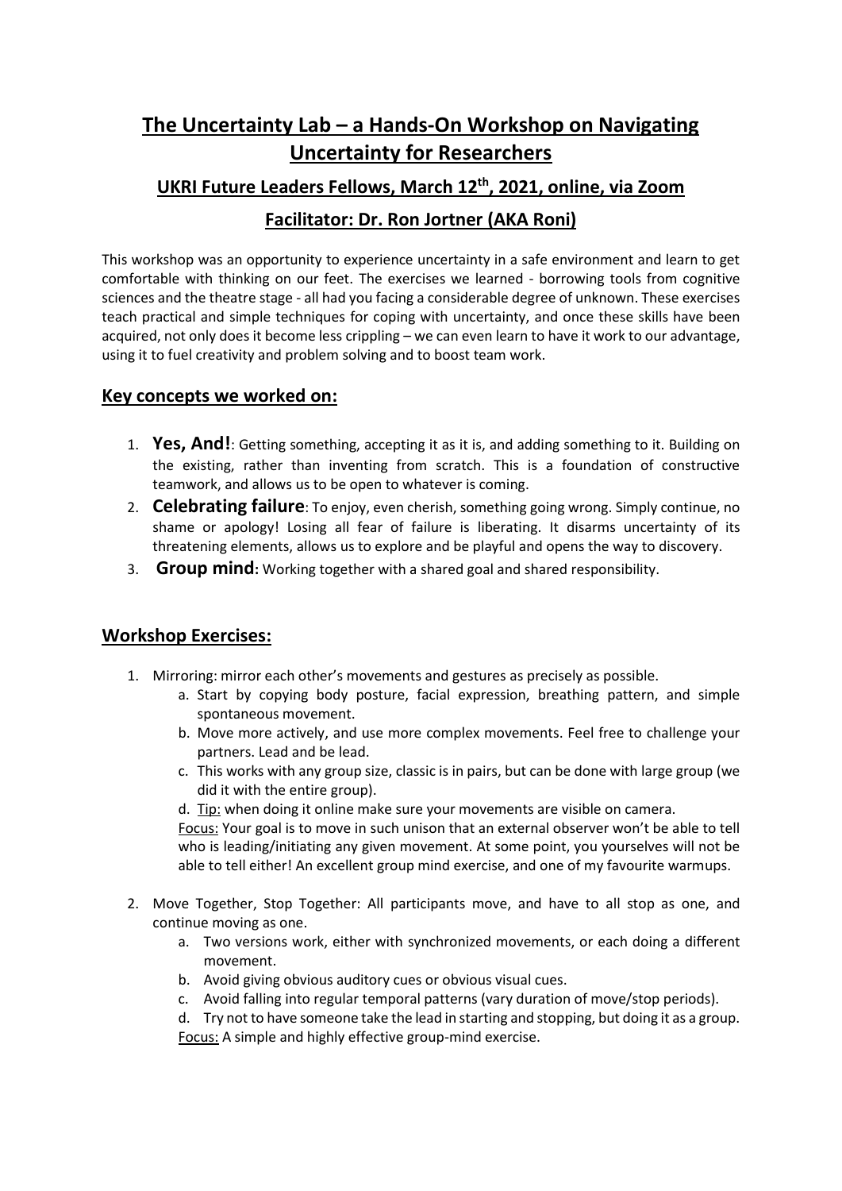# The Uncertainty Lab – a Hands-On Workshop on Navigating Uncertainty for Researchers

## UKRI Future Leaders Fellows, March 12th, 2021, online, via Zoom

## Facilitator: Dr. Ron Jortner (AKA Roni)

This workshop was an opportunity to experience uncertainty in a safe environment and learn to get comfortable with thinking on our feet. The exercises we learned - borrowing tools from cognitive sciences and the theatre stage - all had you facing a considerable degree of unknown. These exercises teach practical and simple techniques for coping with uncertainty, and once these skills have been acquired, not only does it become less crippling – we can even learn to have it work to our advantage, using it to fuel creativity and problem solving and to boost team work.

## Key concepts we worked on:

1. **Yes, And!**: Getting something, accepting it as it is, and adding something to it. Building on the existing, rather than inventing from scratch. This is a foundation of constructive teamwork, and allows us to be open to whatever is coming.
2. **Celebrating failure**: To enjoy, even cherish, something going wrong. Simply continue, no shame or apology! Losing all fear of failure is liberating. It disarms uncertainty of its threatening elements, allows us to explore and be playful and opens the way to discovery.
3. **Group mind:** Working together with a shared goal and shared responsibility.

## Workshop Exercises:

1. Mirroring: mirror each other's movements and gestures as precisely as possible.
   a. Start by copying body posture, facial expression, breathing pattern, and simple spontaneous movement.
   b. Move more actively, and use more complex movements. Feel free to challenge your partners. Lead and be lead.
   c. This works with any group size, classic is in pairs, but can be done with large group (we did it with the entire group).
   d. Tip: when doing it online make sure your movements are visible on camera.

   Focus: Your goal is to move in such unison that an external observer won't be able to tell who is leading/initiating any given movement. At some point, you yourselves will not be able to tell either! An excellent group mind exercise, and one of my favourite warmups.

2. Move Together, Stop Together: All participants move, and have to all stop as one, and continue moving as one.
   a. Two versions work, either with synchronized movements, or each doing a different movement.
   b. Avoid giving obvious auditory cues or obvious visual cues.
   c. Avoid falling into regular temporal patterns (vary duration of move/stop periods).
   d. Try not to have someone take the lead in starting and stopping, but doing it as a group.

   Focus: A simple and highly effective group-mind exercise.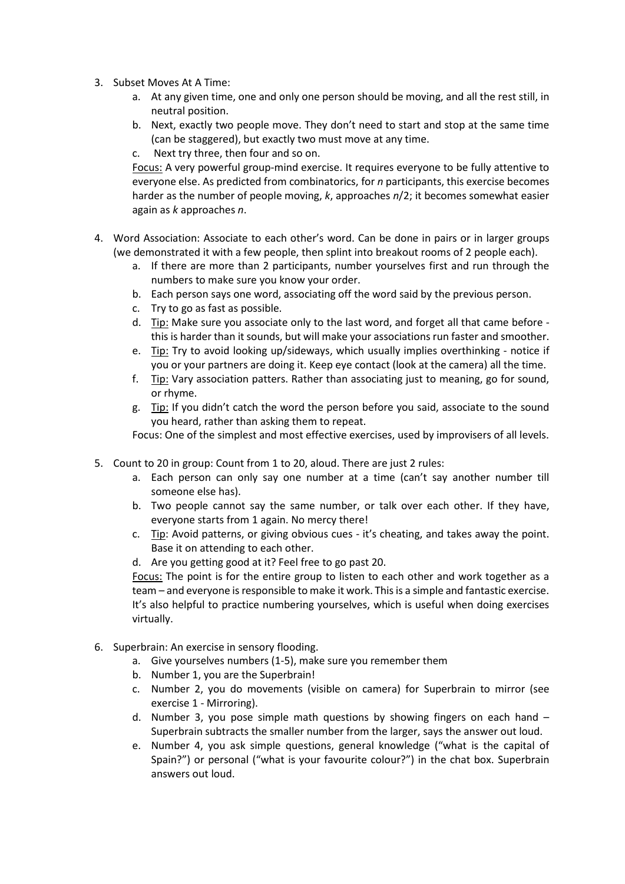3. Subset Moves At A Time:
    a. At any given time, one and only one person should be moving, and all the rest still, in neutral position.
    b. Next, exactly two people move. They don't need to start and stop at the same time (can be staggered), but exactly two must move at any time.
    c. Next try three, then four and so on.

    Focus: A very powerful group-mind exercise. It requires everyone to be fully attentive to everyone else. As predicted from combinatorics, for $n$ participants, this exercise becomes harder as the number of people moving, $k$, approaches $n/2$; it becomes somewhat easier again as $k$ approaches $n$.

4. Word Association: Associate to each other's word. Can be done in pairs or in larger groups (we demonstrated it with a few people, then splint into breakout rooms of 2 people each).
    a. If there are more than 2 participants, number yourselves first and run through the numbers to make sure you know your order.
    b. Each person says one word, associating off the word said by the previous person.
    c. Try to go as fast as possible.
    d. Tip: Make sure you associate only to the last word, and forget all that came before - this is harder than it sounds, but will make your associations run faster and smoother.
    e. Tip: Try to avoid looking up/sideways, which usually implies overthinking - notice if you or your partners are doing it. Keep eye contact (look at the camera) all the time.
    f. Tip: Vary association patters. Rather than associating just to meaning, go for sound, or rhyme.
    g. Tip: If you didn't catch the word the person before you said, associate to the sound you heard, rather than asking them to repeat.

    Focus: One of the simplest and most effective exercises, used by improvisers of all levels.

5. Count to 20 in group: Count from 1 to 20, aloud. There are just 2 rules:
    a. Each person can only say one number at a time (can't say another number till someone else has).
    b. Two people cannot say the same number, or talk over each other. If they have, everyone starts from 1 again. No mercy there!
    c. Tip: Avoid patterns, or giving obvious cues - it's cheating, and takes away the point. Base it on attending to each other.
    d. Are you getting good at it? Feel free to go past 20.

    Focus: The point is for the entire group to listen to each other and work together as a team – and everyone is responsible to make it work. This is a simple and fantastic exercise. It's also helpful to practice numbering yourselves, which is useful when doing exercises virtually.

6. Superbrain: An exercise in sensory flooding.
    a. Give yourselves numbers (1-5), make sure you remember them
    b. Number 1, you are the Superbrain!
    c. Number 2, you do movements (visible on camera) for Superbrain to mirror (see exercise 1 - Mirroring).
    d. Number 3, you pose simple math questions by showing fingers on each hand – Superbrain subtracts the smaller number from the larger, says the answer out loud.
    e. Number 4, you ask simple questions, general knowledge ("what is the capital of Spain?") or personal ("what is your favourite colour?") in the chat box. Superbrain answers out loud.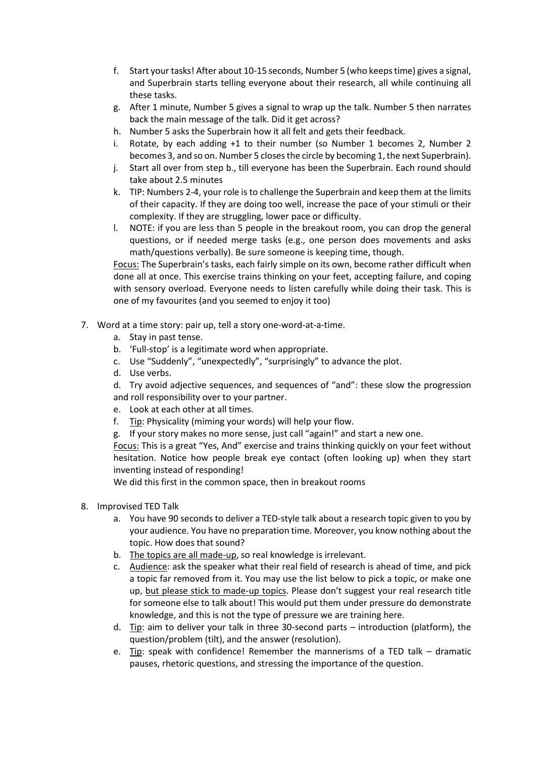f. Start your tasks! After about 10-15 seconds, Number 5 (who keeps time) gives a signal, and Superbrain starts telling everyone about their research, all while continuing all these tasks.
g. After 1 minute, Number 5 gives a signal to wrap up the talk. Number 5 then narrates back the main message of the talk. Did it get across?
h. Number 5 asks the Superbrain how it all felt and gets their feedback.
i. Rotate, by each adding +1 to their number (so Number 1 becomes 2, Number 2 becomes 3, and so on. Number 5 closes the circle by becoming 1, the next Superbrain).
j. Start all over from step b., till everyone has been the Superbrain. Each round should take about 2.5 minutes
k. TIP: Numbers 2-4, your role is to challenge the Superbrain and keep them at the limits of their capacity. If they are doing too well, increase the pace of your stimuli or their complexity. If they are struggling, lower pace or difficulty.
l. NOTE: if you are less than 5 people in the breakout room, you can drop the general questions, or if needed merge tasks (e.g., one person does movements and asks math/questions verbally). Be sure someone is keeping time, though.

<u>Focus:</u> The Superbrain's tasks, each fairly simple on its own, become rather difficult when done all at once. This exercise trains thinking on your feet, accepting failure, and coping with sensory overload. Everyone needs to listen carefully while doing their task. This is one of my favourites (and you seemed to enjoy it too)

7. Word at a time story: pair up, tell a story one-word-at-a-time.
   a. Stay in past tense.
   b. 'Full-stop' is a legitimate word when appropriate.
   c. Use "Suddenly", "unexpectedly", "surprisingly" to advance the plot.
   d. Use verbs.
   d. Try avoid adjective sequences, and sequences of "and": these slow the progression and roll responsibility over to your partner.
   e. Look at each other at all times.
   f. <u>Tip</u>: Physicality (miming your words) will help your flow.
   g. If your story makes no more sense, just call "again!" and start a new one.

   <u>Focus:</u> This is a great "Yes, And" exercise and trains thinking quickly on your feet without hesitation. Notice how people break eye contact (often looking up) when they start inventing instead of responding!

   We did this first in the common space, then in breakout rooms

8. Improvised TED Talk
   a. You have 90 seconds to deliver a TED-style talk about a research topic given to you by your audience. You have no preparation time. Moreover, you know nothing about the topic. How does that sound?
   b. <u>The topics are all made-up</u>, so real knowledge is irrelevant.
   c. <u>Audience</u>: ask the speaker what their real field of research is ahead of time, and pick a topic far removed from it. You may use the list below to pick a topic, or make one up, <u>but please stick to made-up topics</u>. Please don't suggest your real research title for someone else to talk about! This would put them under pressure do demonstrate knowledge, and this is not the type of pressure we are training here.
   d. <u>Tip</u>: aim to deliver your talk in three 30-second parts – introduction (platform), the question/problem (tilt), and the answer (resolution).
   e. <u>Tip</u>: speak with confidence! Remember the mannerisms of a TED talk – dramatic pauses, rhetoric questions, and stressing the importance of the question.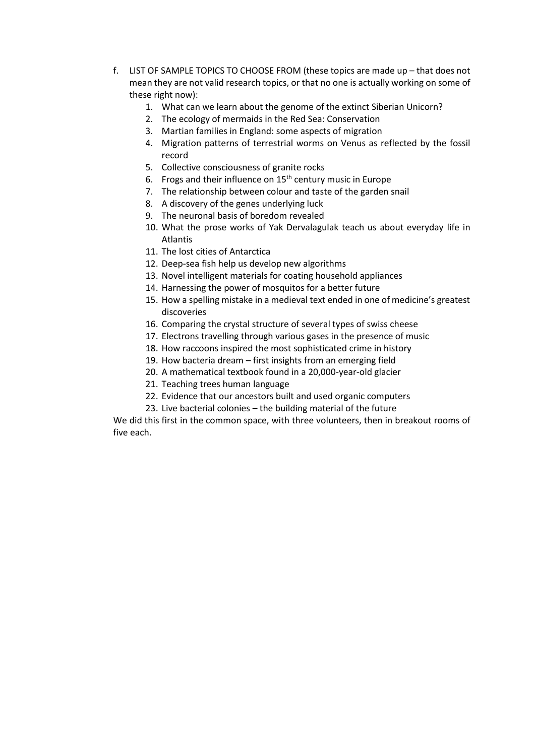f. LIST OF SAMPLE TOPICS TO CHOOSE FROM (these topics are made up – that does not mean they are not valid research topics, or that no one is actually working on some of these right now):
    1. What can we learn about the genome of the extinct Siberian Unicorn?
    2. The ecology of mermaids in the Red Sea: Conservation
    3. Martian families in England: some aspects of migration
    4. Migration patterns of terrestrial worms on Venus as reflected by the fossil record
    5. Collective consciousness of granite rocks
    6. Frogs and their influence on 15th century music in Europe
    7. The relationship between colour and taste of the garden snail
    8. A discovery of the genes underlying luck
    9. The neuronal basis of boredom revealed
    10. What the prose works of Yak Dervalagulak teach us about everyday life in Atlantis
    11. The lost cities of Antarctica
    12. Deep-sea fish help us develop new algorithms
    13. Novel intelligent materials for coating household appliances
    14. Harnessing the power of mosquitos for a better future
    15. How a spelling mistake in a medieval text ended in one of medicine's greatest discoveries
    16. Comparing the crystal structure of several types of swiss cheese
    17. Electrons travelling through various gases in the presence of music
    18. How raccoons inspired the most sophisticated crime in history
    19. How bacteria dream – first insights from an emerging field
    20. A mathematical textbook found in a 20,000-year-old glacier
    21. Teaching trees human language
    22. Evidence that our ancestors built and used organic computers
    23. Live bacterial colonies – the building material of the future

We did this first in the common space, with three volunteers, then in breakout rooms of five each.